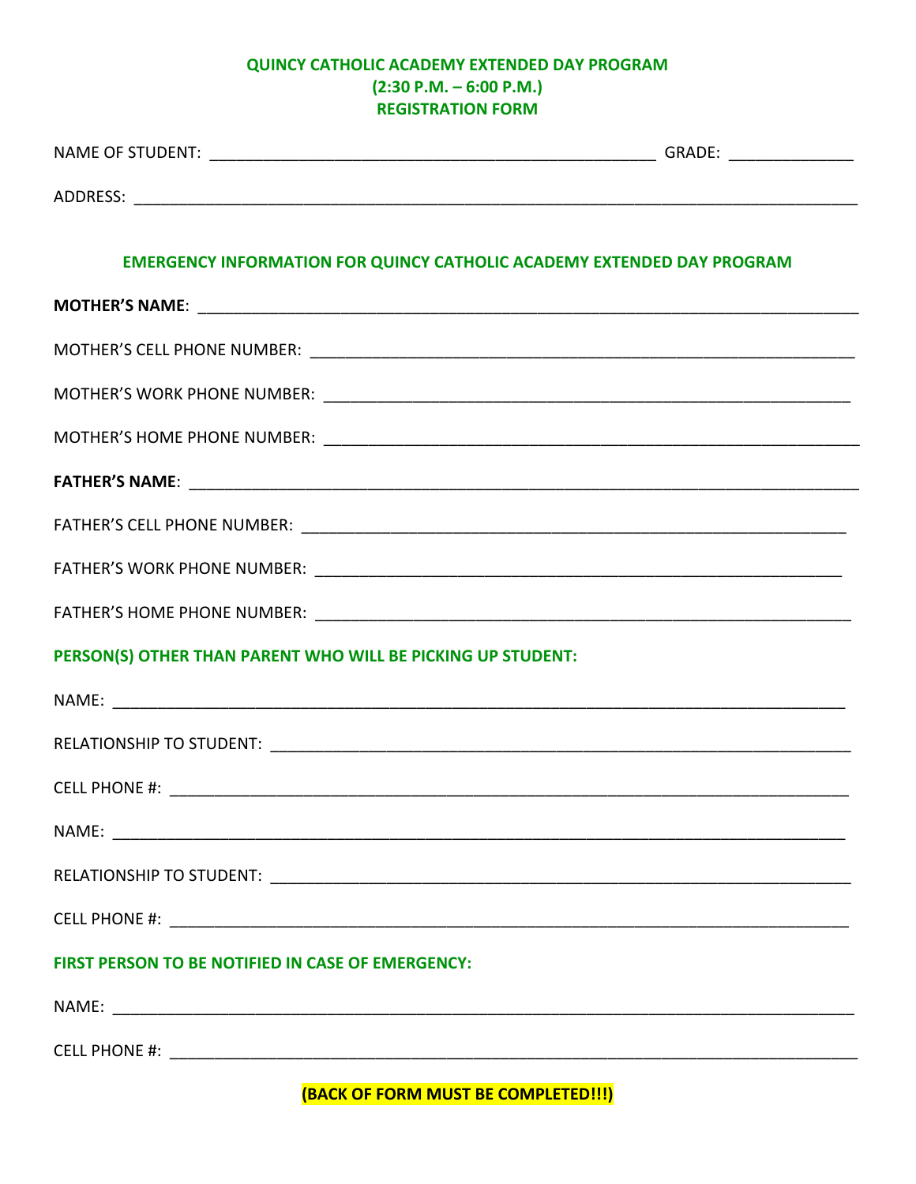# QUINCY CATHOLIC ACADEMY EXTENDED DAY PROGRAM
## (2:30 P.M. – 6:00 P.M.)
## REGISTRATION FORM

NAME OF STUDENT: ____________________________________________________ GRADE: ______________

ADDRESS: ____________________________________________________________________________________

### EMERGENCY INFORMATION FOR QUINCY CATHOLIC ACADEMY EXTENDED DAY PROGRAM

**MOTHER'S NAME**: __________________________________________________________________________

MOTHER'S CELL PHONE NUMBER: ________________________________________________________________

MOTHER'S WORK PHONE NUMBER: _______________________________________________________________

MOTHER'S HOME PHONE NUMBER: ________________________________________________________________

**FATHER'S NAME**: ___________________________________________________________________________

FATHER'S CELL PHONE NUMBER: _________________________________________________________________

FATHER'S WORK PHONE NUMBER: ________________________________________________________________

FATHER'S HOME PHONE NUMBER: ________________________________________________________________

### PERSON(S) OTHER THAN PARENT WHO WILL BE PICKING UP STUDENT:

NAME: ______________________________________________________________________________________

RELATIONSHIP TO STUDENT: ___________________________________________________________________

CELL PHONE #: _______________________________________________________________________________

NAME: ______________________________________________________________________________________

RELATIONSHIP TO STUDENT: ___________________________________________________________________

CELL PHONE #: _______________________________________________________________________________

### FIRST PERSON TO BE NOTIFIED IN CASE OF EMERGENCY:

NAME: ______________________________________________________________________________________

CELL PHONE #: _______________________________________________________________________________

**(BACK OF FORM MUST BE COMPLETED!!!)**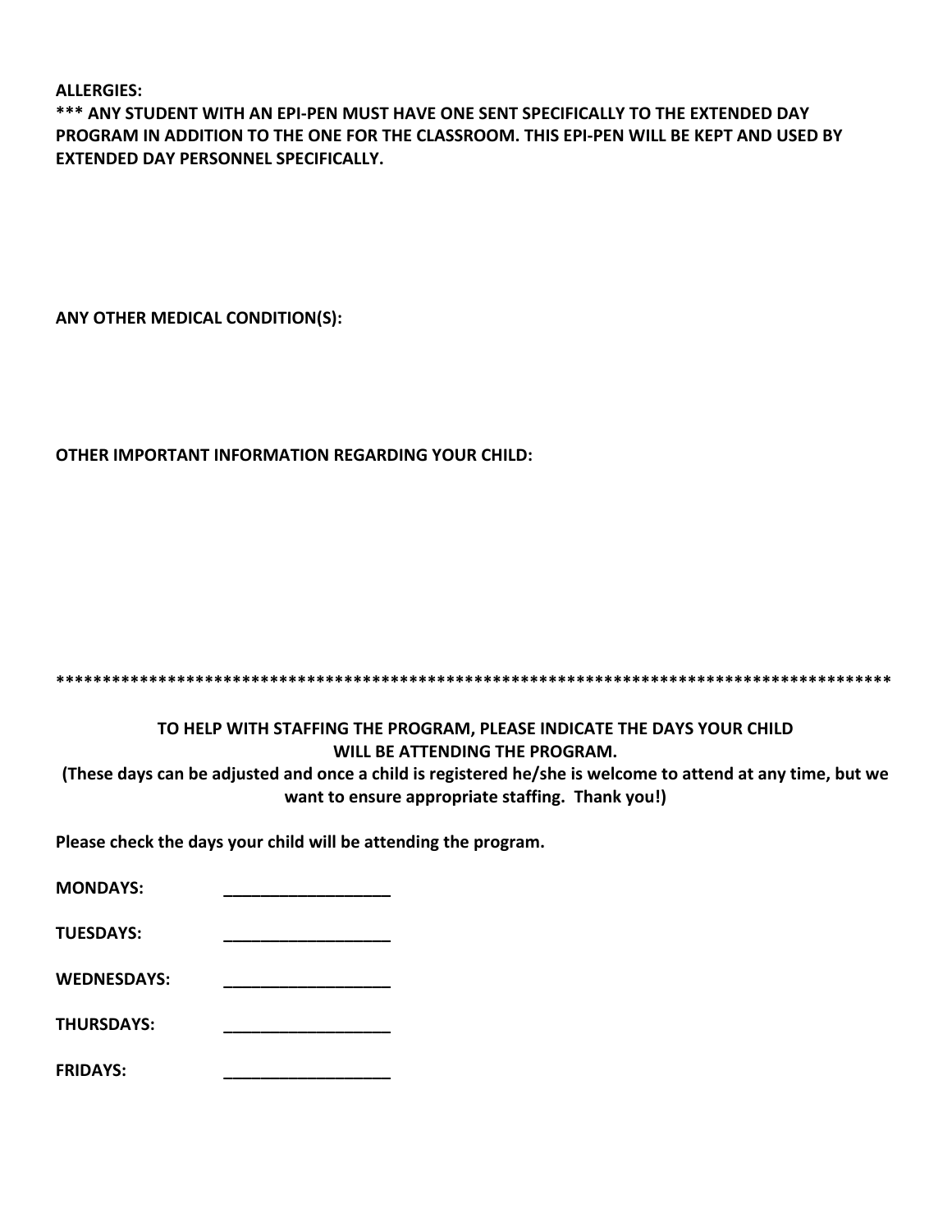**ALLERGIES:**
**\*\*\* ANY STUDENT WITH AN EPI-PEN MUST HAVE ONE SENT SPECIFICALLY TO THE EXTENDED DAY PROGRAM IN ADDITION TO THE ONE FOR THE CLASSROOM. THIS EPI-PEN WILL BE KEPT AND USED BY EXTENDED DAY PERSONNEL SPECIFICALLY.**

**ANY OTHER MEDICAL CONDITION(S):**

**OTHER IMPORTANT INFORMATION REGARDING YOUR CHILD:**

\*\*\*\*\*\*\*\*\*\*\*\*\*\*\*\*\*\*\*\*\*\*\*\*\*\*\*\*\*\*\*\*\*\*\*\*\*\*\*\*\*\*\*\*\*\*\*\*\*\*\*\*\*\*\*\*\*\*\*\*\*\*\*\*\*\*\*\*\*\*\*\*\*\*\*\*\*\*\*\*\*\*\*\*\*\*\*\*\*\*\*\*\*\*\*\*

**TO HELP WITH STAFFING THE PROGRAM, PLEASE INDICATE THE DAYS YOUR CHILD WILL BE ATTENDING THE PROGRAM.**

**(These days can be adjusted and once a child is registered he/she is welcome to attend at any time, but we want to ensure appropriate staffing. Thank you!)**

**Please check the days your child will be attending the program.**

**MONDAYS:** __________________

**TUESDAYS:** __________________

**WEDNESDAYS:** __________________

**THURSDAYS:** __________________

**FRIDAYS:** __________________